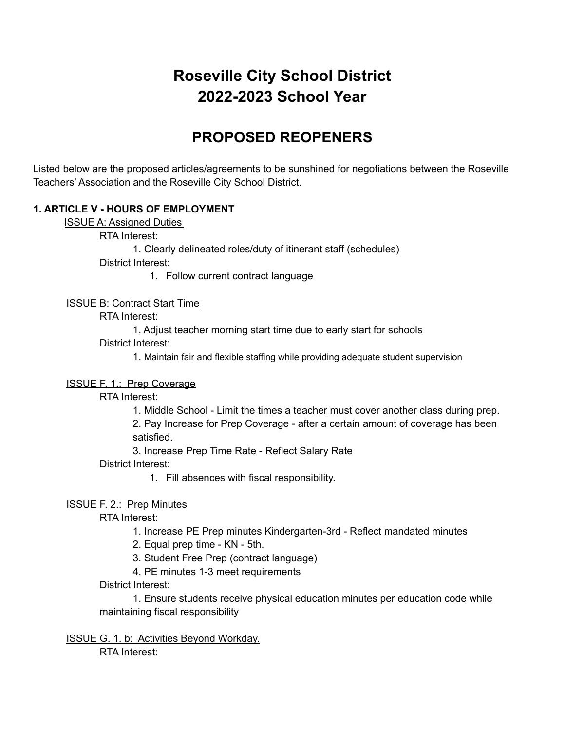# Roseville City School District
# 2022-2023 School Year

## PROPOSED REOPENERS

Listed below are the proposed articles/agreements to be sunshined for negotiations between the Roseville Teachers' Association and the Roseville City School District.

**1. ARTICLE V - HOURS OF EMPLOYMENT**

ISSUE A: Assigned Duties

RTA Interest:

1. Clearly delineated roles/duty of itinerant staff (schedules)

District Interest:

1. Follow current contract language

ISSUE B: Contract Start Time

RTA Interest:

1. Adjust teacher morning start time due to early start for schools

District Interest:

1. Maintain fair and flexible staffing while providing adequate student supervision

ISSUE F. 1.: Prep Coverage

RTA Interest:

1. Middle School - Limit the times a teacher must cover another class during prep.
2. Pay Increase for Prep Coverage - after a certain amount of coverage has been satisfied.
3. Increase Prep Time Rate - Reflect Salary Rate

District Interest:

1. Fill absences with fiscal responsibility.

ISSUE F. 2.: Prep Minutes

RTA Interest:

1. Increase PE Prep minutes Kindergarten-3rd - Reflect mandated minutes
2. Equal prep time - KN - 5th.
3. Student Free Prep (contract language)
4. PE minutes 1-3 meet requirements

District Interest:

1. Ensure students receive physical education minutes per education code while maintaining fiscal responsibility

ISSUE G. 1. b: Activities Beyond Workday.

RTA Interest: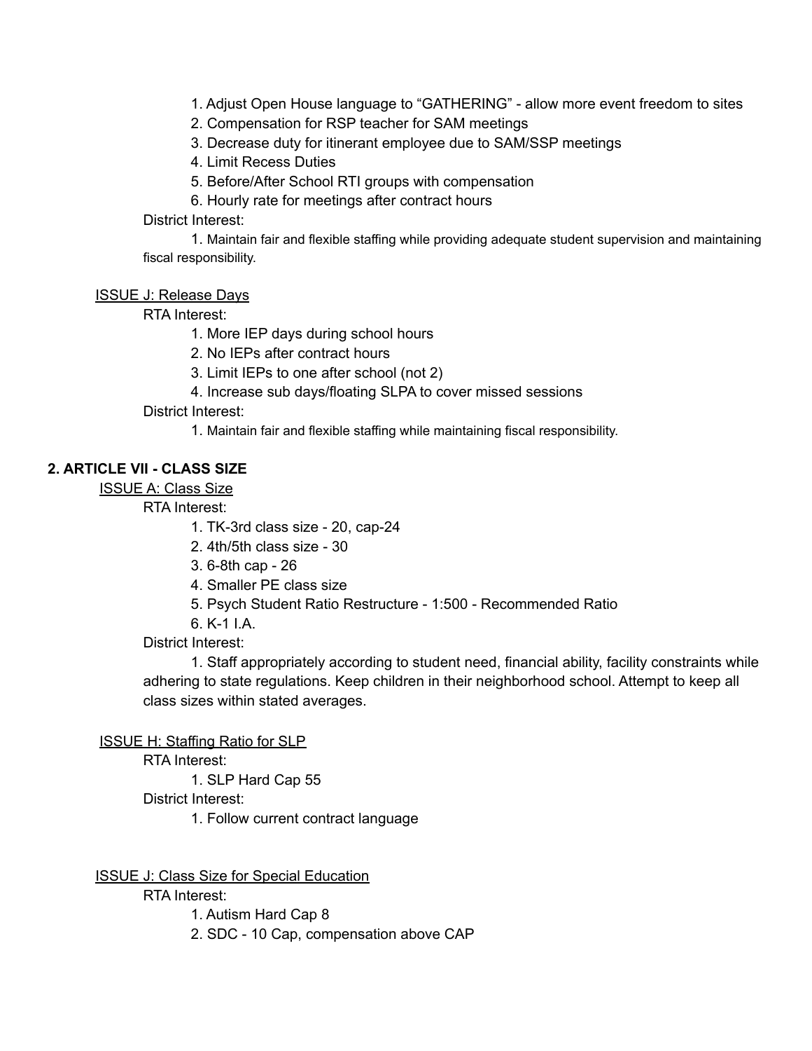1. Adjust Open House language to “GATHERING” - allow more event freedom to sites
2. Compensation for RSP teacher for SAM meetings
3. Decrease duty for itinerant employee due to SAM/SSP meetings
4. Limit Recess Duties
5. Before/After School RTI groups with compensation
6. Hourly rate for meetings after contract hours

District Interest:

1. Maintain fair and flexible staffing while providing adequate student supervision and maintaining fiscal responsibility.

ISSUE J: Release Days

RTA Interest:

1. More IEP days during school hours
2. No IEPs after contract hours
3. Limit IEPs to one after school (not 2)
4. Increase sub days/floating SLPA to cover missed sessions

District Interest:

1. Maintain fair and flexible staffing while maintaining fiscal responsibility.

## 2. ARTICLE VII - CLASS SIZE

ISSUE A: Class Size

RTA Interest:

1. TK-3rd class size - 20, cap-24
2. 4th/5th class size - 30
3. 6-8th cap - 26
4. Smaller PE class size
5. Psych Student Ratio Restructure - 1:500 - Recommended Ratio
6. K-1 I.A.

District Interest:

1. Staff appropriately according to student need, financial ability, facility constraints while adhering to state regulations. Keep children in their neighborhood school. Attempt to keep all class sizes within stated averages.

ISSUE H: Staffing Ratio for SLP

RTA Interest:

1. SLP Hard Cap 55

District Interest:

1. Follow current contract language

ISSUE J: Class Size for Special Education

RTA Interest:

1. Autism Hard Cap 8
2. SDC - 10 Cap, compensation above CAP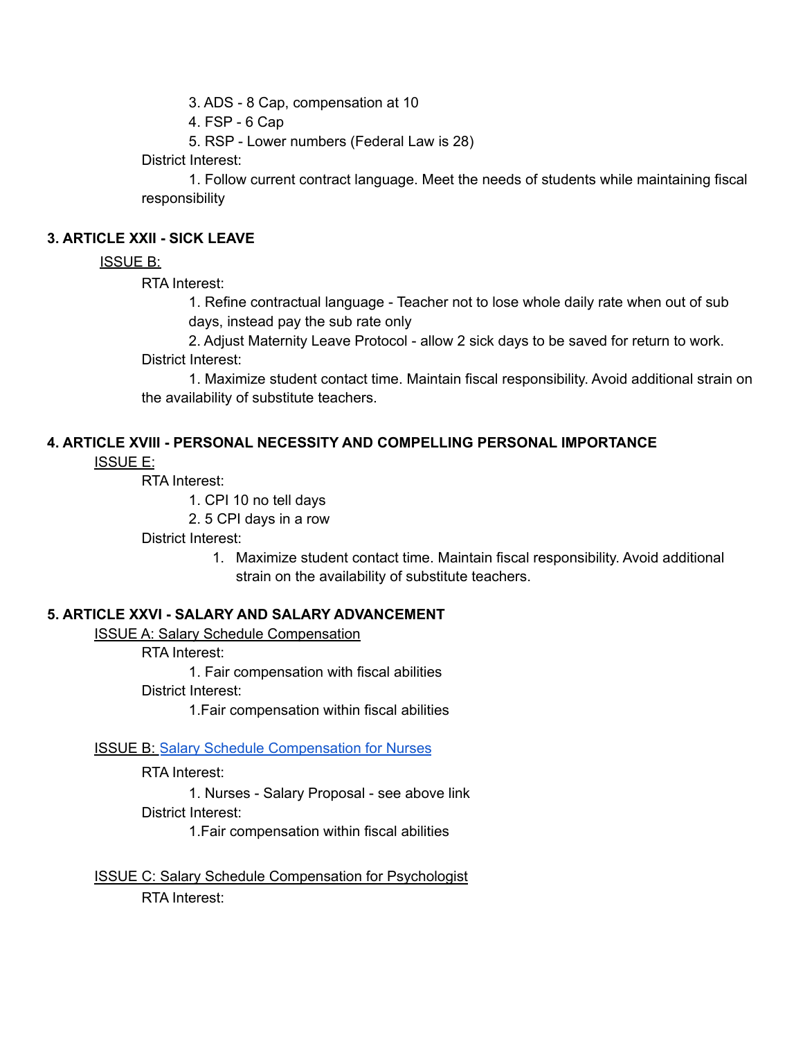3. ADS - 8 Cap, compensation at 10

4. FSP - 6 Cap

5. RSP - Lower numbers (Federal Law is 28)

District Interest:

1. Follow current contract language. Meet the needs of students while maintaining fiscal responsibility

### 3. ARTICLE XXII - SICK LEAVE

ISSUE B:

RTA Interest:

1. Refine contractual language - Teacher not to lose whole daily rate when out of sub days, instead pay the sub rate only
2. Adjust Maternity Leave Protocol - allow 2 sick days to be saved for return to work.

District Interest:

1. Maximize student contact time. Maintain fiscal responsibility. Avoid additional strain on the availability of substitute teachers.

### 4. ARTICLE XVIII - PERSONAL NECESSITY AND COMPELLING PERSONAL IMPORTANCE

ISSUE E:

RTA Interest:

1. CPI 10 no tell days
2. 5 CPI days in a row

District Interest:

1. Maximize student contact time. Maintain fiscal responsibility. Avoid additional strain on the availability of substitute teachers.

### 5. ARTICLE XXVI - SALARY AND SALARY ADVANCEMENT

ISSUE A: Salary Schedule Compensation

RTA Interest:

1. Fair compensation with fiscal abilities

District Interest:

1.Fair compensation within fiscal abilities

ISSUE B: Salary Schedule Compensation for Nurses

RTA Interest:

1. Nurses - Salary Proposal - see above link

District Interest:

1.Fair compensation within fiscal abilities

ISSUE C: Salary Schedule Compensation for Psychologist

RTA Interest: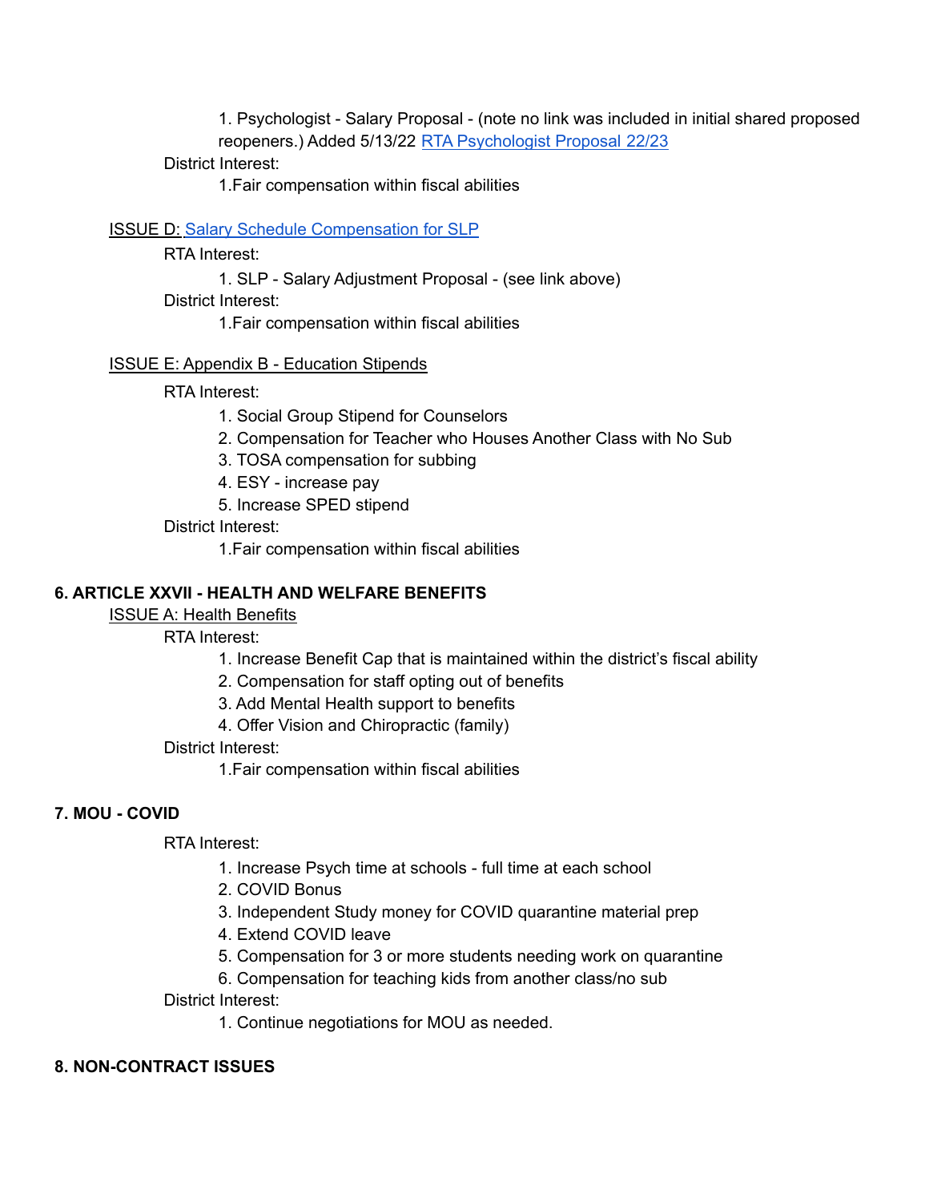1. Psychologist - Salary Proposal - (note no link was included in initial shared proposed reopeners.) Added 5/13/22 RTA Psychologist Proposal 22/23

District Interest:

1. Fair compensation within fiscal abilities

ISSUE D: Salary Schedule Compensation for SLP

RTA Interest:

1. SLP - Salary Adjustment Proposal - (see link above)

District Interest:

1. Fair compensation within fiscal abilities

ISSUE E: Appendix B - Education Stipends

RTA Interest:

1. Social Group Stipend for Counselors
2. Compensation for Teacher who Houses Another Class with No Sub
3. TOSA compensation for subbing
4. ESY - increase pay
5. Increase SPED stipend

District Interest:

1. Fair compensation within fiscal abilities

**6. ARTICLE XXVII - HEALTH AND WELFARE BENEFITS**

ISSUE A: Health Benefits

RTA Interest:

1. Increase Benefit Cap that is maintained within the district's fiscal ability
2. Compensation for staff opting out of benefits
3. Add Mental Health support to benefits
4. Offer Vision and Chiropractic (family)

District Interest:

1. Fair compensation within fiscal abilities

**7. MOU - COVID**

RTA Interest:

1. Increase Psych time at schools - full time at each school
2. COVID Bonus
3. Independent Study money for COVID quarantine material prep
4. Extend COVID leave
5. Compensation for 3 or more students needing work on quarantine
6. Compensation for teaching kids from another class/no sub

District Interest:

1. Continue negotiations for MOU as needed.

**8. NON-CONTRACT ISSUES**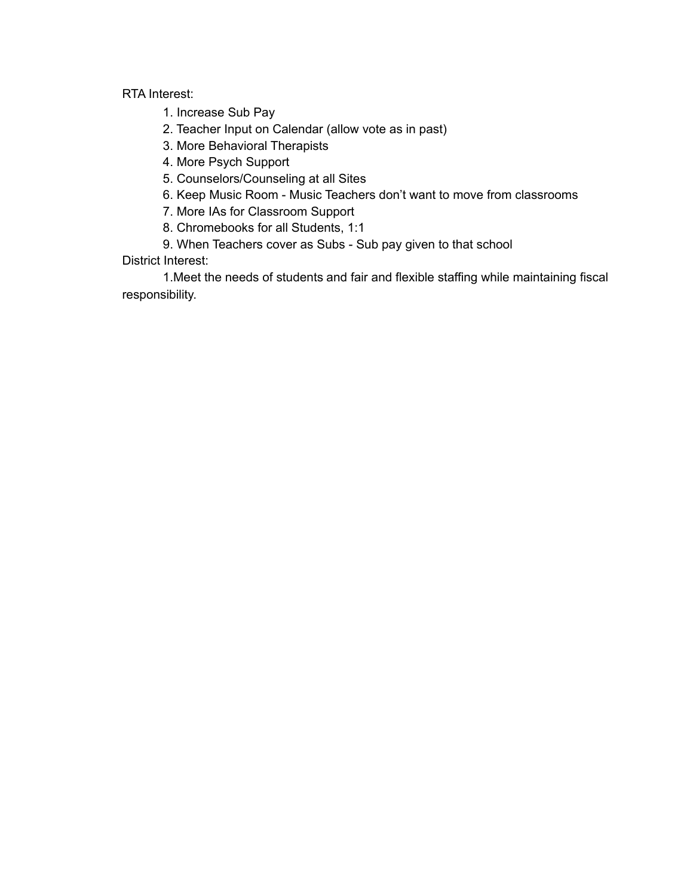RTA Interest:

1. Increase Sub Pay
2. Teacher Input on Calendar (allow vote as in past)
3. More Behavioral Therapists
4. More Psych Support
5. Counselors/Counseling at all Sites
6. Keep Music Room - Music Teachers don't want to move from classrooms
7. More IAs for Classroom Support
8. Chromebooks for all Students, 1:1
9. When Teachers cover as Subs - Sub pay given to that school

District Interest:

1. Meet the needs of students and fair and flexible staffing while maintaining fiscal responsibility.